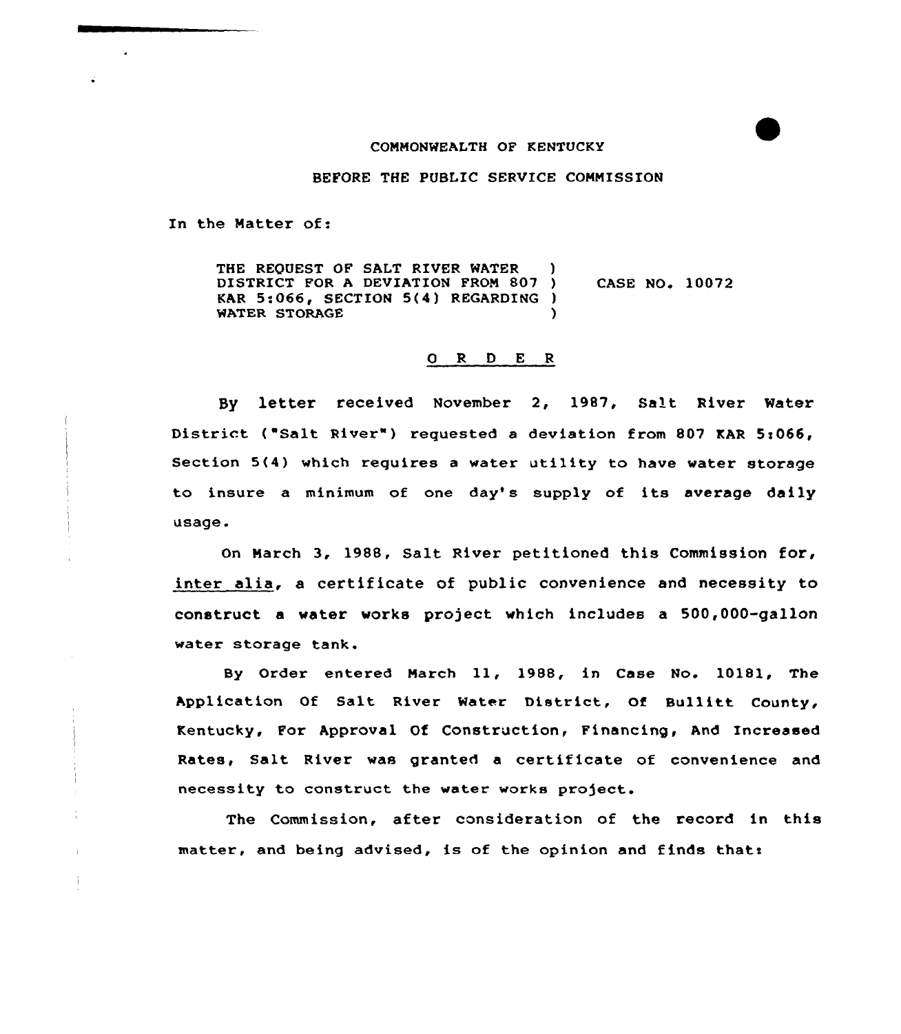COMMONWEALTH OF KENTUCKY

BEFORE THE PUBLIC SERVICE COMMISSION

In the Matter of:

| | | |
|---|---|---|
| THE REQUEST OF SALT RIVER WATER DISTRICT FOR A DEVIATION FROM 807 KAR 5:066, SECTION 5(4) REGARDING WATER STORAGE | ) ) ) ) | CASE NO. 10072 |

## O R D E R

By letter received November 2, 1987, Salt River Water District ("Salt River") requested a deviation from 807 KAR 5:066, Section 5(4) which requires a water utility to have water storage to insure a minimum of one day's supply of its average daily usage.

On March 3, 1988, Salt River petitioned this Commission for, *inter alia*, a certificate of public convenience and necessity to construct a water works project which includes a 500,000-gallon water storage tank.

By Order entered March 11, 1988, in Case No. 10181, The Application Of Salt River Water District, Of Bullitt County, Kentucky, For Approval Of Construction, Financing, And Increased Rates, Salt River was granted a certificate of convenience and necessity to construct the water works project.

The Commission, after consideration of the record in this matter, and being advised, is of the opinion and finds that: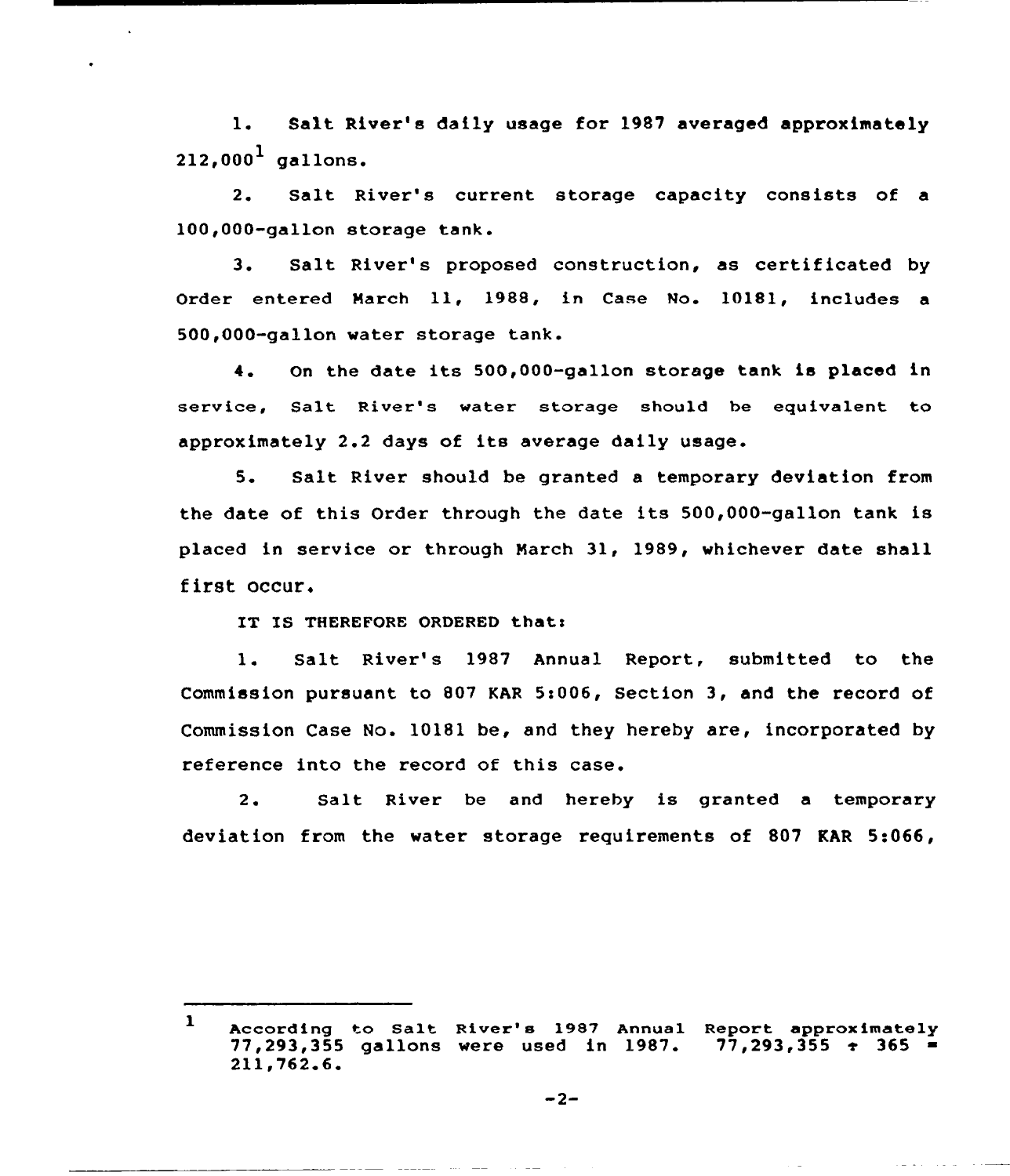1. Salt River's daily usage for 1987 averaged approximately 212,000[1] gallons.

2. Salt River's current storage capacity consists of a 100,000-gallon storage tank.

3. Salt River's proposed construction, as certificated by Order entered March 11, 1988, in Case No. 10181, includes a 500,000-gallon water storage tank.

4. On the date its 500,000-gallon storage tank is placed in service, Salt River's water storage should be equivalent to approximately 2.2 days of its average daily usage.

5. Salt River should be granted a temporary deviation from the date of this Order through the date its 500,000-gallon tank is placed in service or through March 31, 1989, whichever date shall first occur.

IT IS THEREFORE ORDERED that:

1. Salt River's 1987 Annual Report, submitted to the Commission pursuant to 807 KAR 5:006, Section 3, and the record of Commission Case No. 10181 be, and they hereby are, incorporated by reference into the record of this case.

2. Salt River be and hereby is granted a temporary deviation from the water storage requirements of 807 KAR 5:066,

---

[1] According to Salt River's 1987 Annual Report approximately 77,293,355 gallons were used in 1987. $77,293,355 \div 365 = 211,762.6$.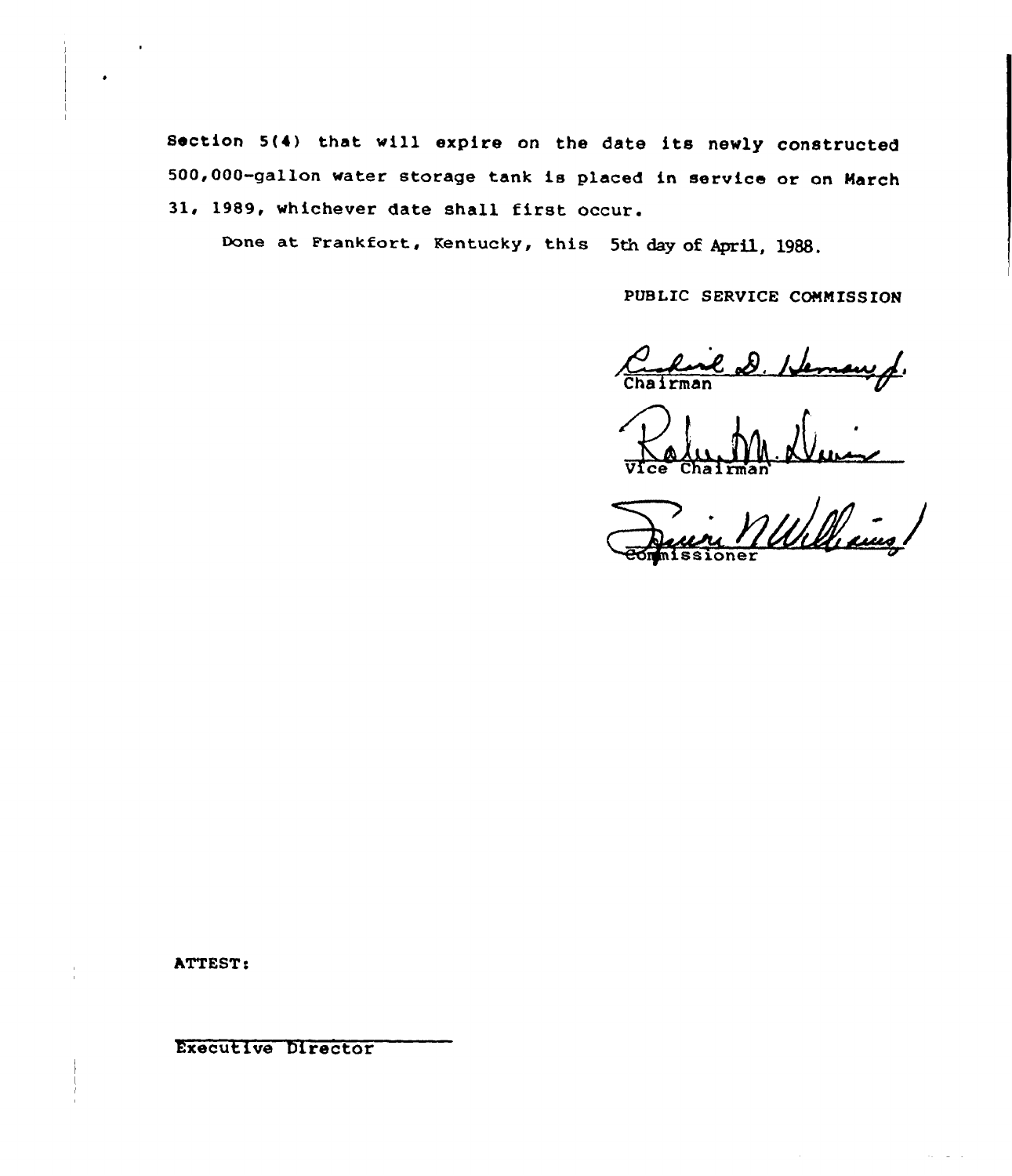Section 5(4) that will expire on the date its newly constructed 500,000-gallon water storage tank is placed in service or on March 31, 1989, whichever date shall first occur.

Done at Frankfort, Kentucky, this 5th day of April, 1988.

PUBLIC SERVICE COMMISSION

Chairman

Vice Chairman

Commissioner

ATTEST:

Executive Director